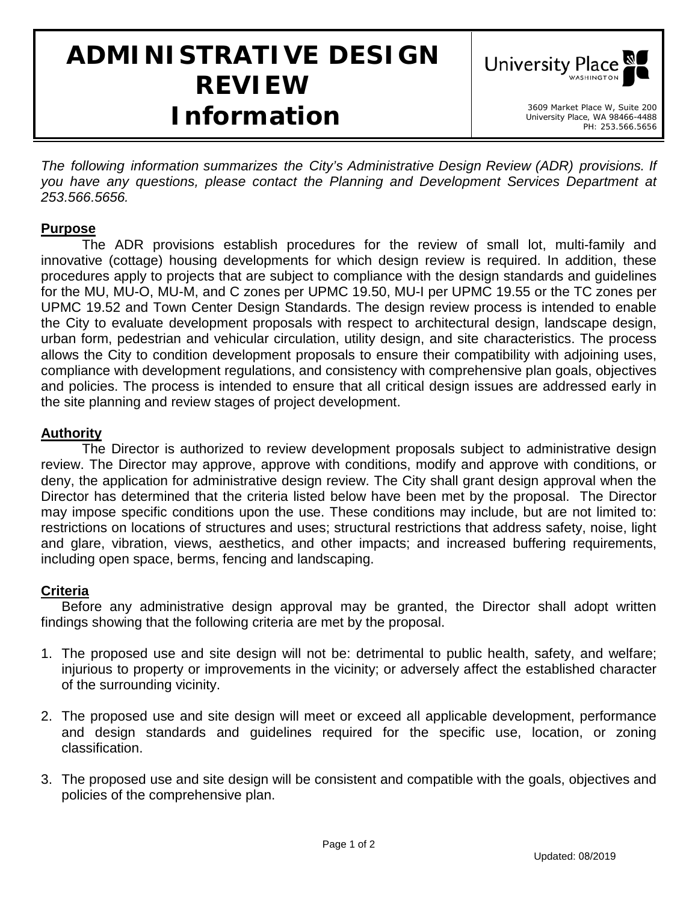# ADMINISTRATIVE DESIGN REVIEW Information

University Place WASHINGTON

3609 Market Place W, Suite 200
University Place, WA 98466-4488
PH: 253.566.5656

*The following information summarizes the City's Administrative Design Review (ADR) provisions. If you have any questions, please contact the Planning and Development Services Department at 253.566.5656.*

## Purpose

The ADR provisions establish procedures for the review of small lot, multi-family and innovative (cottage) housing developments for which design review is required. In addition, these procedures apply to projects that are subject to compliance with the design standards and guidelines for the MU, MU-O, MU-M, and C zones per UPMC 19.50, MU-I per UPMC 19.55 or the TC zones per UPMC 19.52 and Town Center Design Standards. The design review process is intended to enable the City to evaluate development proposals with respect to architectural design, landscape design, urban form, pedestrian and vehicular circulation, utility design, and site characteristics. The process allows the City to condition development proposals to ensure their compatibility with adjoining uses, compliance with development regulations, and consistency with comprehensive plan goals, objectives and policies. The process is intended to ensure that all critical design issues are addressed early in the site planning and review stages of project development.

## Authority

The Director is authorized to review development proposals subject to administrative design review. The Director may approve, approve with conditions, modify and approve with conditions, or deny, the application for administrative design review. The City shall grant design approval when the Director has determined that the criteria listed below have been met by the proposal. The Director may impose specific conditions upon the use. These conditions may include, but are not limited to: restrictions on locations of structures and uses; structural restrictions that address safety, noise, light and glare, vibration, views, aesthetics, and other impacts; and increased buffering requirements, including open space, berms, fencing and landscaping.

## Criteria

Before any administrative design approval may be granted, the Director shall adopt written findings showing that the following criteria are met by the proposal.

1. The proposed use and site design will not be: detrimental to public health, safety, and welfare; injurious to property or improvements in the vicinity; or adversely affect the established character of the surrounding vicinity.

2. The proposed use and site design will meet or exceed all applicable development, performance and design standards and guidelines required for the specific use, location, or zoning classification.

3. The proposed use and site design will be consistent and compatible with the goals, objectives and policies of the comprehensive plan.

Updated: 08/2019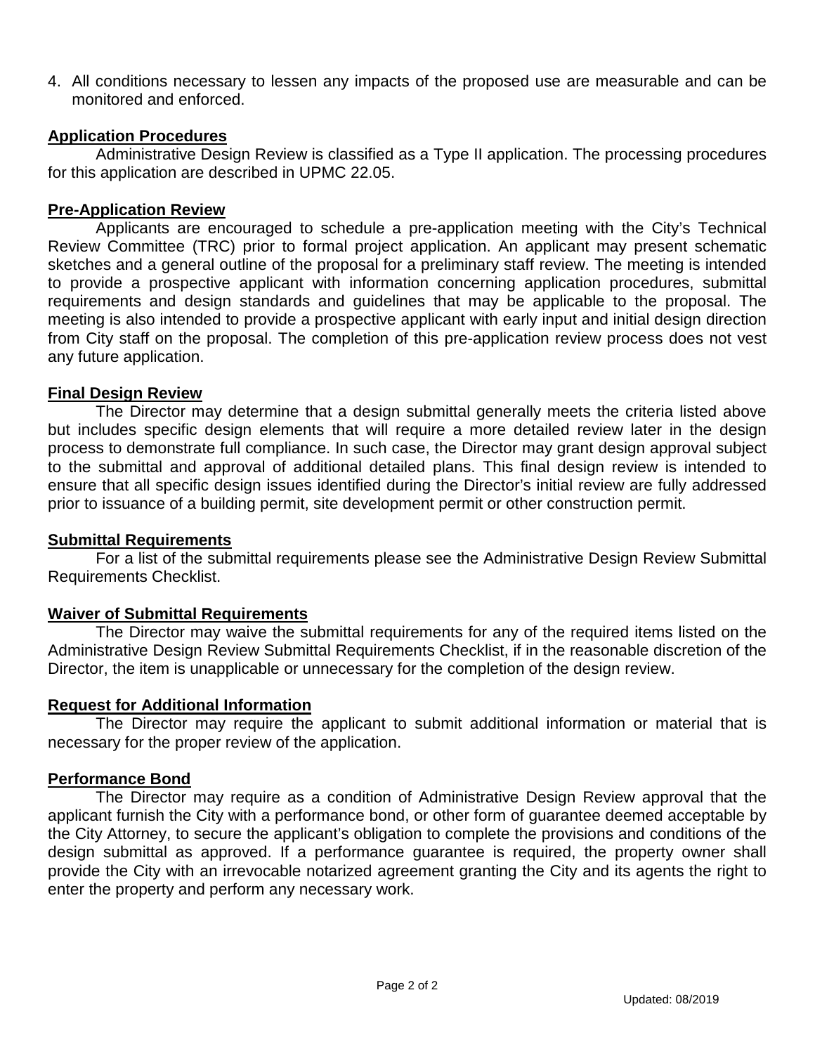4. All conditions necessary to lessen any impacts of the proposed use are measurable and can be monitored and enforced.

**Application Procedures**

Administrative Design Review is classified as a Type II application. The processing procedures for this application are described in UPMC 22.05.

**Pre-Application Review**

Applicants are encouraged to schedule a pre-application meeting with the City's Technical Review Committee (TRC) prior to formal project application. An applicant may present schematic sketches and a general outline of the proposal for a preliminary staff review. The meeting is intended to provide a prospective applicant with information concerning application procedures, submittal requirements and design standards and guidelines that may be applicable to the proposal. The meeting is also intended to provide a prospective applicant with early input and initial design direction from City staff on the proposal. The completion of this pre-application review process does not vest any future application.

**Final Design Review**

The Director may determine that a design submittal generally meets the criteria listed above but includes specific design elements that will require a more detailed review later in the design process to demonstrate full compliance. In such case, the Director may grant design approval subject to the submittal and approval of additional detailed plans. This final design review is intended to ensure that all specific design issues identified during the Director's initial review are fully addressed prior to issuance of a building permit, site development permit or other construction permit.

**Submittal Requirements**

For a list of the submittal requirements please see the Administrative Design Review Submittal Requirements Checklist.

**Waiver of Submittal Requirements**

The Director may waive the submittal requirements for any of the required items listed on the Administrative Design Review Submittal Requirements Checklist, if in the reasonable discretion of the Director, the item is unapplicable or unnecessary for the completion of the design review.

**Request for Additional Information**

The Director may require the applicant to submit additional information or material that is necessary for the proper review of the application.

**Performance Bond**

The Director may require as a condition of Administrative Design Review approval that the applicant furnish the City with a performance bond, or other form of guarantee deemed acceptable by the City Attorney, to secure the applicant's obligation to complete the provisions and conditions of the design submittal as approved. If a performance guarantee is required, the property owner shall provide the City with an irrevocable notarized agreement granting the City and its agents the right to enter the property and perform any necessary work.

Updated: 08/2019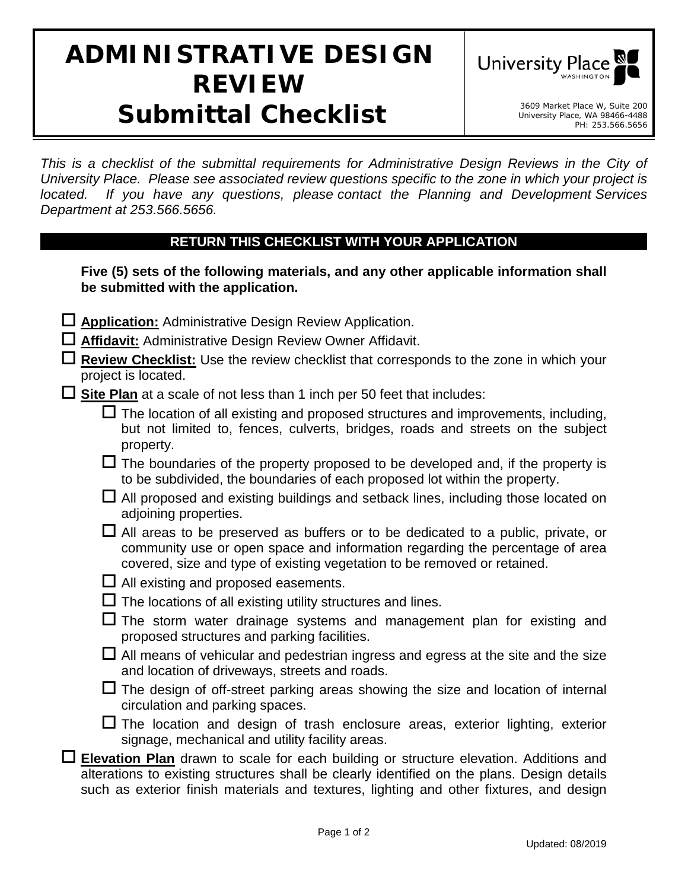# ADMINISTRATIVE DESIGN REVIEW
# Submittal Checklist

University Place WASHINGTON

3609 Market Place W, Suite 200
University Place, WA 98466-4488
PH: 253.566.5656

*This is a checklist of the submittal requirements for Administrative Design Reviews in the City of University Place. Please see associated review questions specific to the zone in which your project is located. If you have any questions, please contact the Planning and Development Services Department at 253.566.5656.*

## RETURN THIS CHECKLIST WITH YOUR APPLICATION

**Five (5) sets of the following materials, and any other applicable information shall be submitted with the application.**

- ☐ **Application:** Administrative Design Review Application.
- ☐ **Affidavit:** Administrative Design Review Owner Affidavit.
- ☐ **Review Checklist:** Use the review checklist that corresponds to the zone in which your project is located.
- ☐ **Site Plan** at a scale of not less than 1 inch per 50 feet that includes:
  - ☐ The location of all existing and proposed structures and improvements, including, but not limited to, fences, culverts, bridges, roads and streets on the subject property.
  - ☐ The boundaries of the property proposed to be developed and, if the property is to be subdivided, the boundaries of each proposed lot within the property.
  - ☐ All proposed and existing buildings and setback lines, including those located on adjoining properties.
  - ☐ All areas to be preserved as buffers or to be dedicated to a public, private, or community use or open space and information regarding the percentage of area covered, size and type of existing vegetation to be removed or retained.
  - ☐ All existing and proposed easements.
  - ☐ The locations of all existing utility structures and lines.
  - ☐ The storm water drainage systems and management plan for existing and proposed structures and parking facilities.
  - ☐ All means of vehicular and pedestrian ingress and egress at the site and the size and location of driveways, streets and roads.
  - ☐ The design of off-street parking areas showing the size and location of internal circulation and parking spaces.
  - ☐ The location and design of trash enclosure areas, exterior lighting, exterior signage, mechanical and utility facility areas.
- ☐ **Elevation Plan** drawn to scale for each building or structure elevation. Additions and alterations to existing structures shall be clearly identified on the plans. Design details such as exterior finish materials and textures, lighting and other fixtures, and design

Updated: 08/2019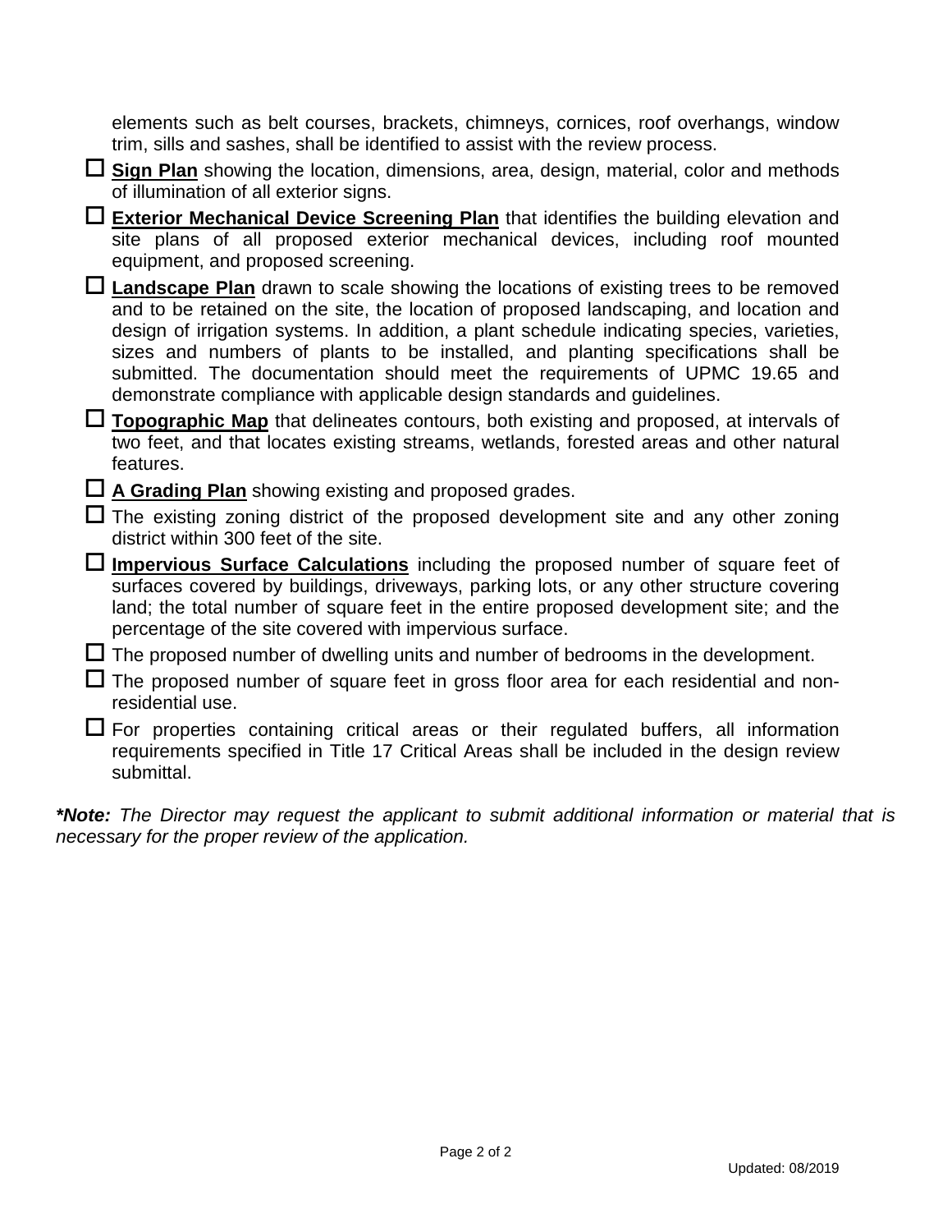elements such as belt courses, brackets, chimneys, cornices, roof overhangs, window trim, sills and sashes, shall be identified to assist with the review process.

- ☐ **Sign Plan** showing the location, dimensions, area, design, material, color and methods of illumination of all exterior signs.
- ☐ **Exterior Mechanical Device Screening Plan** that identifies the building elevation and site plans of all proposed exterior mechanical devices, including roof mounted equipment, and proposed screening.
- ☐ **Landscape Plan** drawn to scale showing the locations of existing trees to be removed and to be retained on the site, the location of proposed landscaping, and location and design of irrigation systems. In addition, a plant schedule indicating species, varieties, sizes and numbers of plants to be installed, and planting specifications shall be submitted. The documentation should meet the requirements of UPMC 19.65 and demonstrate compliance with applicable design standards and guidelines.
- ☐ **Topographic Map** that delineates contours, both existing and proposed, at intervals of two feet, and that locates existing streams, wetlands, forested areas and other natural features.
- ☐ **A Grading Plan** showing existing and proposed grades.
- ☐ The existing zoning district of the proposed development site and any other zoning district within 300 feet of the site.
- ☐ **Impervious Surface Calculations** including the proposed number of square feet of surfaces covered by buildings, driveways, parking lots, or any other structure covering land; the total number of square feet in the entire proposed development site; and the percentage of the site covered with impervious surface.
- ☐ The proposed number of dwelling units and number of bedrooms in the development.
- ☐ The proposed number of square feet in gross floor area for each residential and non-residential use.
- ☐ For properties containing critical areas or their regulated buffers, all information requirements specified in Title 17 Critical Areas shall be included in the design review submittal.

***\*Note:** The Director may request the applicant to submit additional information or material that is necessary for the proper review of the application.*

Updated: 08/2019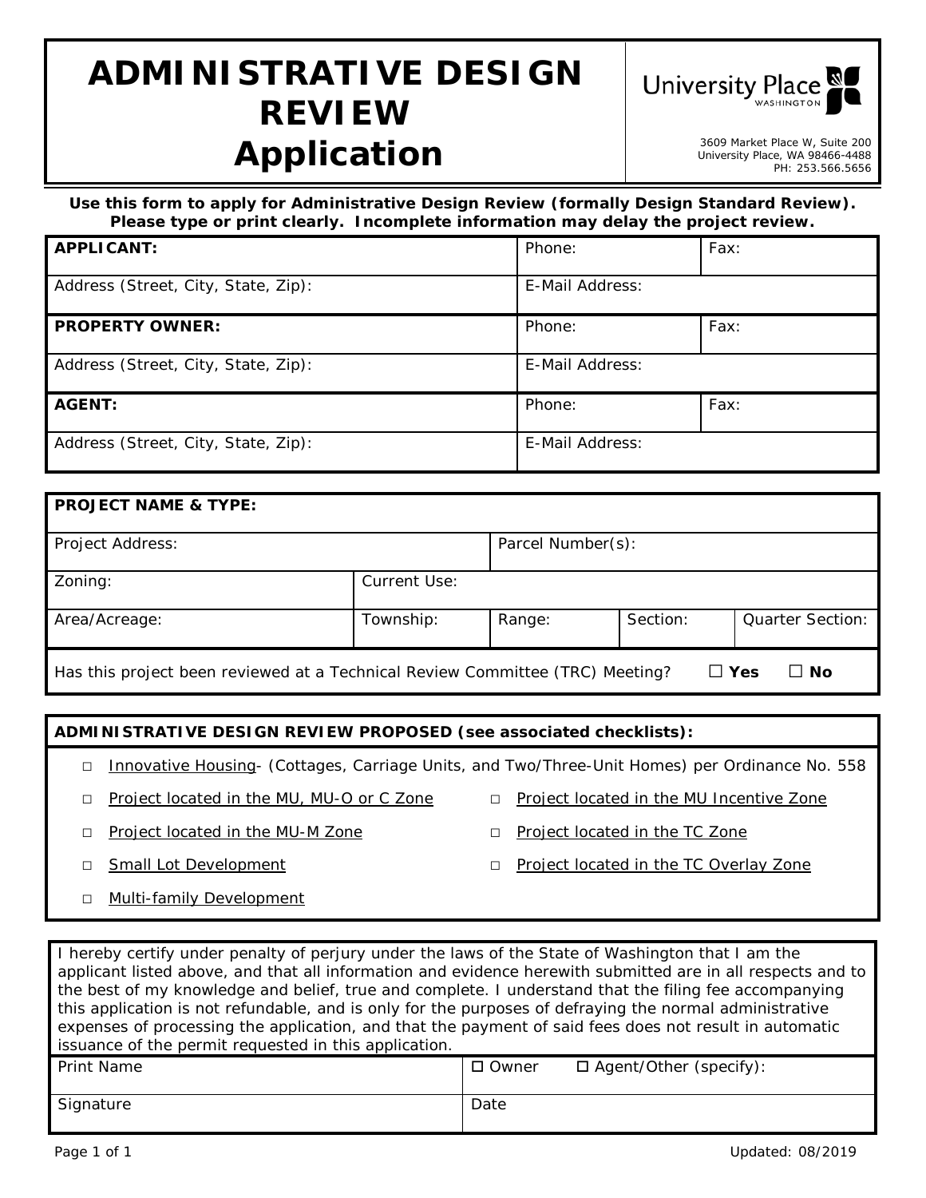# ADMINISTRATIVE DESIGN REVIEW Application

University Place WASHINGTON

3609 Market Place W, Suite 200
University Place, WA 98466-4488
PH: 253.566.5656

**Use this form to apply for Administrative Design Review (formally Design Standard Review). Please type or print clearly. Incomplete information may delay the project review.**

| **APPLICANT:** | Phone: | Fax: |
|---|---|---|
| Address (Street, City, State, Zip): | E-Mail Address: | |
| **PROPERTY OWNER:** | Phone: | Fax: |
| Address (Street, City, State, Zip): | E-Mail Address: | |
| **AGENT:** | Phone: | Fax: |
| Address (Street, City, State, Zip): | E-Mail Address: | |

| **PROJECT NAME & TYPE:** | | | | |
|---|---|---|---|---|
| Project Address: | | Parcel Number(s): | | |
| Zoning: | Current Use: | | | |
| Area/Acreage: | Township: | Range: | Section: | Quarter Section: |

Has this project been reviewed at a Technical Review Committee (TRC) Meeting? ☐ **Yes** ☐ **No**

**ADMINISTRATIVE DESIGN REVIEW PROPOSED (see associated checklists):**

- ☐ Innovative Housing- (Cottages, Carriage Units, and Two/Three-Unit Homes) per Ordinance No. 558
- ☐ Project located in the MU, MU-O or C Zone
- ☐ Project located in the MU Incentive Zone
- ☐ Project located in the MU-M Zone
- ☐ Project located in the TC Zone
- ☐ Small Lot Development
- ☐ Project located in the TC Overlay Zone
- ☐ Multi-family Development

I hereby certify under penalty of perjury under the laws of the State of Washington that I am the applicant listed above, and that all information and evidence herewith submitted are in all respects and to the best of my knowledge and belief, true and complete. I understand that the filing fee accompanying this application is not refundable, and is only for the purposes of defraying the normal administrative expenses of processing the application, and that the payment of said fees does not result in automatic issuance of the permit requested in this application.

| Print Name | ☐ Owner ☐ Agent/Other (specify): |
|---|---|
| Signature | Date |

Updated: 08/2019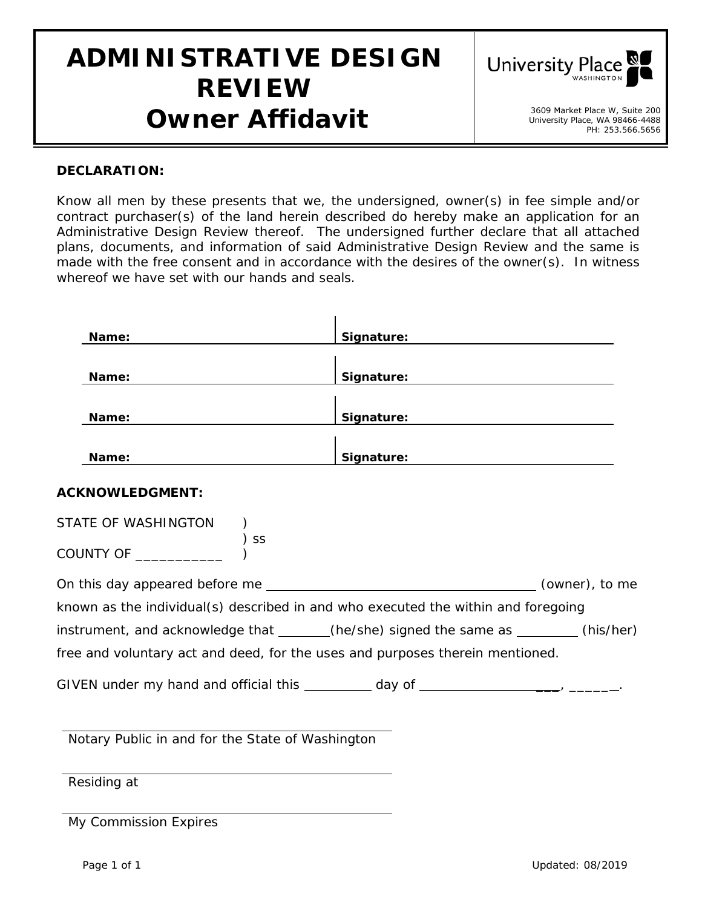# ADMINISTRATIVE DESIGN REVIEW
# Owner Affidavit

University Place
WASHINGTON

3609 Market Place W, Suite 200
University Place, WA 98466-4488
PH: 253.566.5656

**DECLARATION:**

Know all men by these presents that we, the undersigned, owner(s) in fee simple and/or contract purchaser(s) of the land herein described do hereby make an application for an Administrative Design Review thereof. The undersigned further declare that all attached plans, documents, and information of said Administrative Design Review and the same is made with the free consent and in accordance with the desires of the owner(s). In witness whereof we have set with our hands and seals.

| | |
|---|---|
| **Name:** | **Signature:** |
| **Name:** | **Signature:** |
| **Name:** | **Signature:** |
| **Name:** | **Signature:** |

**ACKNOWLEDGMENT:**

STATE OF WASHINGTON )
) ss
COUNTY OF ___________ )

On this day appeared before me ________________________ (owner), to me known as the individual(s) described in and who executed the within and foregoing instrument, and acknowledge that ______(he/she) signed the same as ________ (his/her) free and voluntary act and deed, for the uses and purposes therein mentioned.

GIVEN under my hand and official this ________ day of _______________, ______.

________________________________
Notary Public in and for the State of Washington

________________________________
Residing at

________________________________
My Commission Expires

Updated: 08/2019